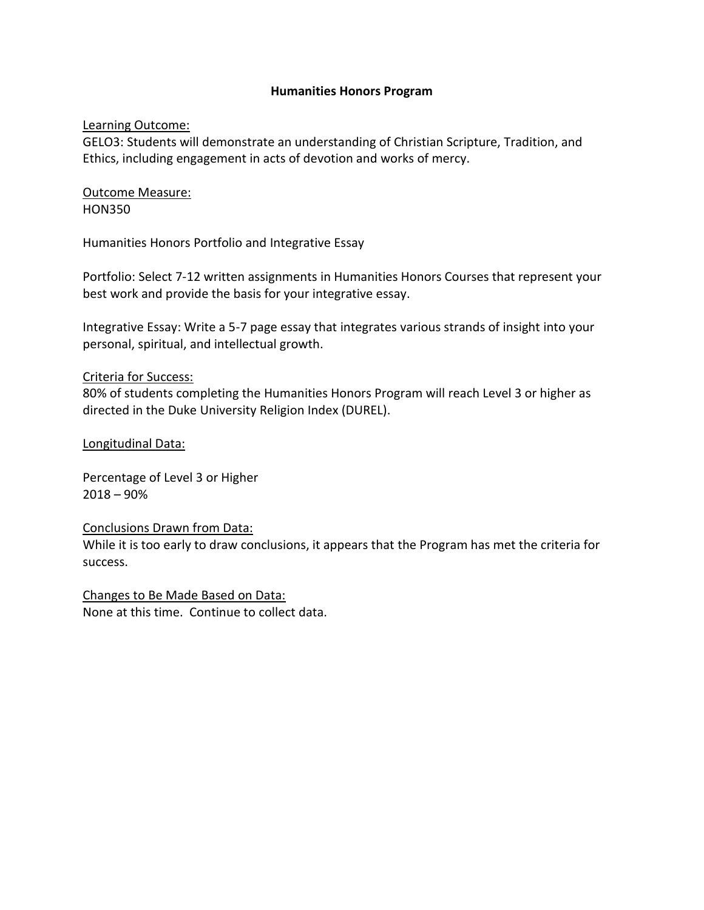# Humanities Honors Program

Learning Outcome:
GELO3: Students will demonstrate an understanding of Christian Scripture, Tradition, and Ethics, including engagement in acts of devotion and works of mercy.

Outcome Measure:
HON350

Humanities Honors Portfolio and Integrative Essay

Portfolio: Select 7-12 written assignments in Humanities Honors Courses that represent your best work and provide the basis for your integrative essay.

Integrative Essay: Write a 5-7 page essay that integrates various strands of insight into your personal, spiritual, and intellectual growth.

Criteria for Success:
80% of students completing the Humanities Honors Program will reach Level 3 or higher as directed in the Duke University Religion Index (DUREL).

Longitudinal Data:

Percentage of Level 3 or Higher
2018 – 90%

Conclusions Drawn from Data:
While it is too early to draw conclusions, it appears that the Program has met the criteria for success.

Changes to Be Made Based on Data:
None at this time. Continue to collect data.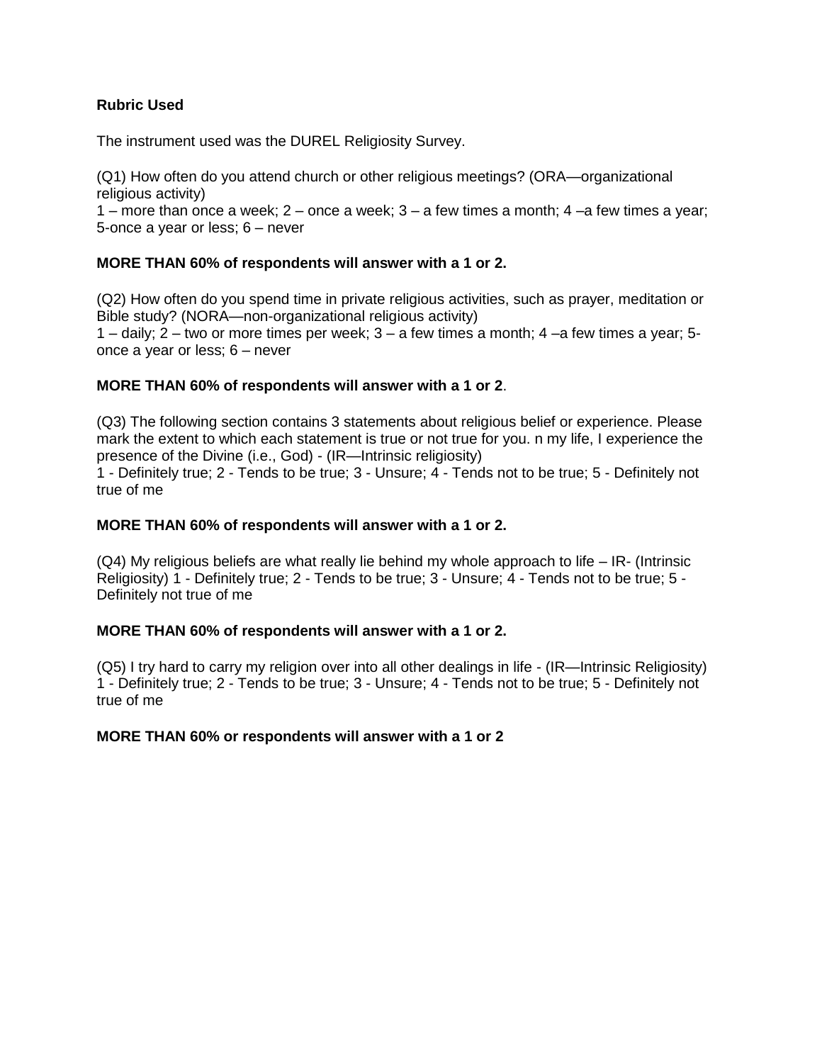**Rubric Used**

The instrument used was the DUREL Religiosity Survey.

(Q1) How often do you attend church or other religious meetings? (ORA—organizational religious activity)
1 – more than once a week; 2 – once a week; 3 – a few times a month; 4 –a few times a year; 5-once a year or less; 6 – never

**MORE THAN 60% of respondents will answer with a 1 or 2.**

(Q2) How often do you spend time in private religious activities, such as prayer, meditation or Bible study? (NORA—non-organizational religious activity)
1 – daily; 2 – two or more times per week; 3 – a few times a month; 4 –a few times a year; 5-once a year or less; 6 – never

**MORE THAN 60% of respondents will answer with a 1 or 2**.

(Q3) The following section contains 3 statements about religious belief or experience. Please mark the extent to which each statement is true or not true for you. n my life, I experience the presence of the Divine (i.e., God) - (IR—Intrinsic religiosity)
1 - Definitely true; 2 - Tends to be true; 3 - Unsure; 4 - Tends not to be true; 5 - Definitely not true of me

**MORE THAN 60% of respondents will answer with a 1 or 2.**

(Q4) My religious beliefs are what really lie behind my whole approach to life – IR- (Intrinsic Religiosity) 1 - Definitely true; 2 - Tends to be true; 3 - Unsure; 4 - Tends not to be true; 5 - Definitely not true of me

**MORE THAN 60% of respondents will answer with a 1 or 2.**

(Q5) I try hard to carry my religion over into all other dealings in life - (IR—Intrinsic Religiosity)
1 - Definitely true; 2 - Tends to be true; 3 - Unsure; 4 - Tends not to be true; 5 - Definitely not true of me

**MORE THAN 60% or respondents will answer with a 1 or 2**